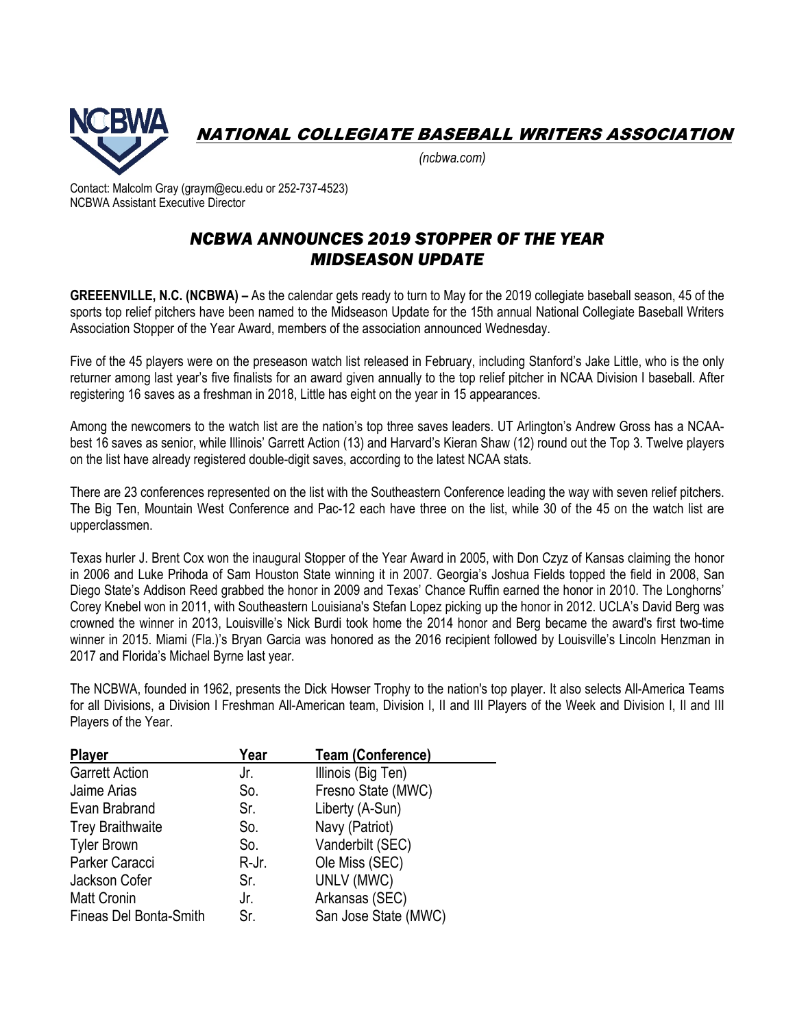# NATIONAL COLLEGIATE BASEBALL WRITERS ASSOCIATION

*(ncbwa.com)*

Contact: Malcolm Gray (graym@ecu.edu or 252-737-4523)
NCBWA Assistant Executive Director

## *NCBWA ANNOUNCES 2019 STOPPER OF THE YEAR MIDSEASON UPDATE*

**GREEENVILLE, N.C. (NCBWA) –** As the calendar gets ready to turn to May for the 2019 collegiate baseball season, 45 of the sports top relief pitchers have been named to the Midseason Update for the 15th annual National Collegiate Baseball Writers Association Stopper of the Year Award, members of the association announced Wednesday.

Five of the 45 players were on the preseason watch list released in February, including Stanford's Jake Little, who is the only returner among last year's five finalists for an award given annually to the top relief pitcher in NCAA Division I baseball. After registering 16 saves as a freshman in 2018, Little has eight on the year in 15 appearances.

Among the newcomers to the watch list are the nation's top three saves leaders. UT Arlington's Andrew Gross has a NCAA-best 16 saves as senior, while Illinois' Garrett Action (13) and Harvard's Kieran Shaw (12) round out the Top 3. Twelve players on the list have already registered double-digit saves, according to the latest NCAA stats.

There are 23 conferences represented on the list with the Southeastern Conference leading the way with seven relief pitchers. The Big Ten, Mountain West Conference and Pac-12 each have three on the list, while 30 of the 45 on the watch list are upperclassmen.

Texas hurler J. Brent Cox won the inaugural Stopper of the Year Award in 2005, with Don Czyz of Kansas claiming the honor in 2006 and Luke Prihoda of Sam Houston State winning it in 2007. Georgia's Joshua Fields topped the field in 2008, San Diego State's Addison Reed grabbed the honor in 2009 and Texas' Chance Ruffin earned the honor in 2010. The Longhorns' Corey Knebel won in 2011, with Southeastern Louisiana's Stefan Lopez picking up the honor in 2012. UCLA's David Berg was crowned the winner in 2013, Louisville's Nick Burdi took home the 2014 honor and Berg became the award's first two-time winner in 2015. Miami (Fla.)'s Bryan Garcia was honored as the 2016 recipient followed by Louisville's Lincoln Henzman in 2017 and Florida's Michael Byrne last year.

The NCBWA, founded in 1962, presents the Dick Howser Trophy to the nation's top player. It also selects All-America Teams for all Divisions, a Division I Freshman All-American team, Division I, II and III Players of the Week and Division I, II and III Players of the Year.

| Player | Year | Team (Conference) |
|---|---|---|
| Garrett Action | Jr. | Illinois (Big Ten) |
| Jaime Arias | So. | Fresno State (MWC) |
| Evan Brabrand | Sr. | Liberty (A-Sun) |
| Trey Braithwaite | So. | Navy (Patriot) |
| Tyler Brown | So. | Vanderbilt (SEC) |
| Parker Caracci | R-Jr. | Ole Miss (SEC) |
| Jackson Cofer | Sr. | UNLV (MWC) |
| Matt Cronin | Jr. | Arkansas (SEC) |
| Fineas Del Bonta-Smith | Sr. | San Jose State (MWC) |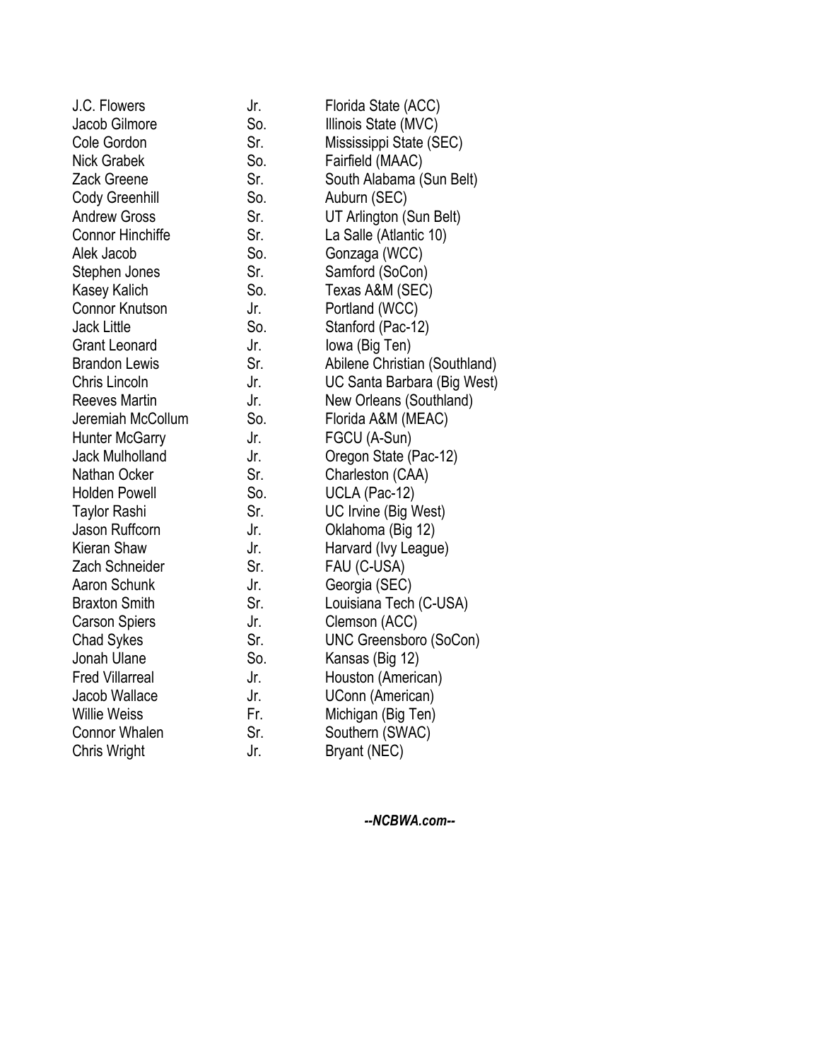| | | |
|---|---|---|
| J.C. Flowers | Jr. | Florida State (ACC) |
| Jacob Gilmore | So. | Illinois State (MVC) |
| Cole Gordon | Sr. | Mississippi State (SEC) |
| Nick Grabek | So. | Fairfield (MAAC) |
| Zack Greene | Sr. | South Alabama (Sun Belt) |
| Cody Greenhill | So. | Auburn (SEC) |
| Andrew Gross | Sr. | UT Arlington (Sun Belt) |
| Connor Hinchiffe | Sr. | La Salle (Atlantic 10) |
| Alek Jacob | So. | Gonzaga (WCC) |
| Stephen Jones | Sr. | Samford (SoCon) |
| Kasey Kalich | So. | Texas A&M (SEC) |
| Connor Knutson | Jr. | Portland (WCC) |
| Jack Little | So. | Stanford (Pac-12) |
| Grant Leonard | Jr. | Iowa (Big Ten) |
| Brandon Lewis | Sr. | Abilene Christian (Southland) |
| Chris Lincoln | Jr. | UC Santa Barbara (Big West) |
| Reeves Martin | Jr. | New Orleans (Southland) |
| Jeremiah McCollum | So. | Florida A&M (MEAC) |
| Hunter McGarry | Jr. | FGCU (A-Sun) |
| Jack Mulholland | Jr. | Oregon State (Pac-12) |
| Nathan Ocker | Sr. | Charleston (CAA) |
| Holden Powell | So. | UCLA (Pac-12) |
| Taylor Rashi | Sr. | UC Irvine (Big West) |
| Jason Ruffcorn | Jr. | Oklahoma (Big 12) |
| Kieran Shaw | Jr. | Harvard (Ivy League) |
| Zach Schneider | Sr. | FAU (C-USA) |
| Aaron Schunk | Jr. | Georgia (SEC) |
| Braxton Smith | Sr. | Louisiana Tech (C-USA) |
| Carson Spiers | Jr. | Clemson (ACC) |
| Chad Sykes | Sr. | UNC Greensboro (SoCon) |
| Jonah Ulane | So. | Kansas (Big 12) |
| Fred Villarreal | Jr. | Houston (American) |
| Jacob Wallace | Jr. | UConn (American) |
| Willie Weiss | Fr. | Michigan (Big Ten) |
| Connor Whalen | Sr. | Southern (SWAC) |
| Chris Wright | Jr. | Bryant (NEC) |

***--NCBWA.com--***